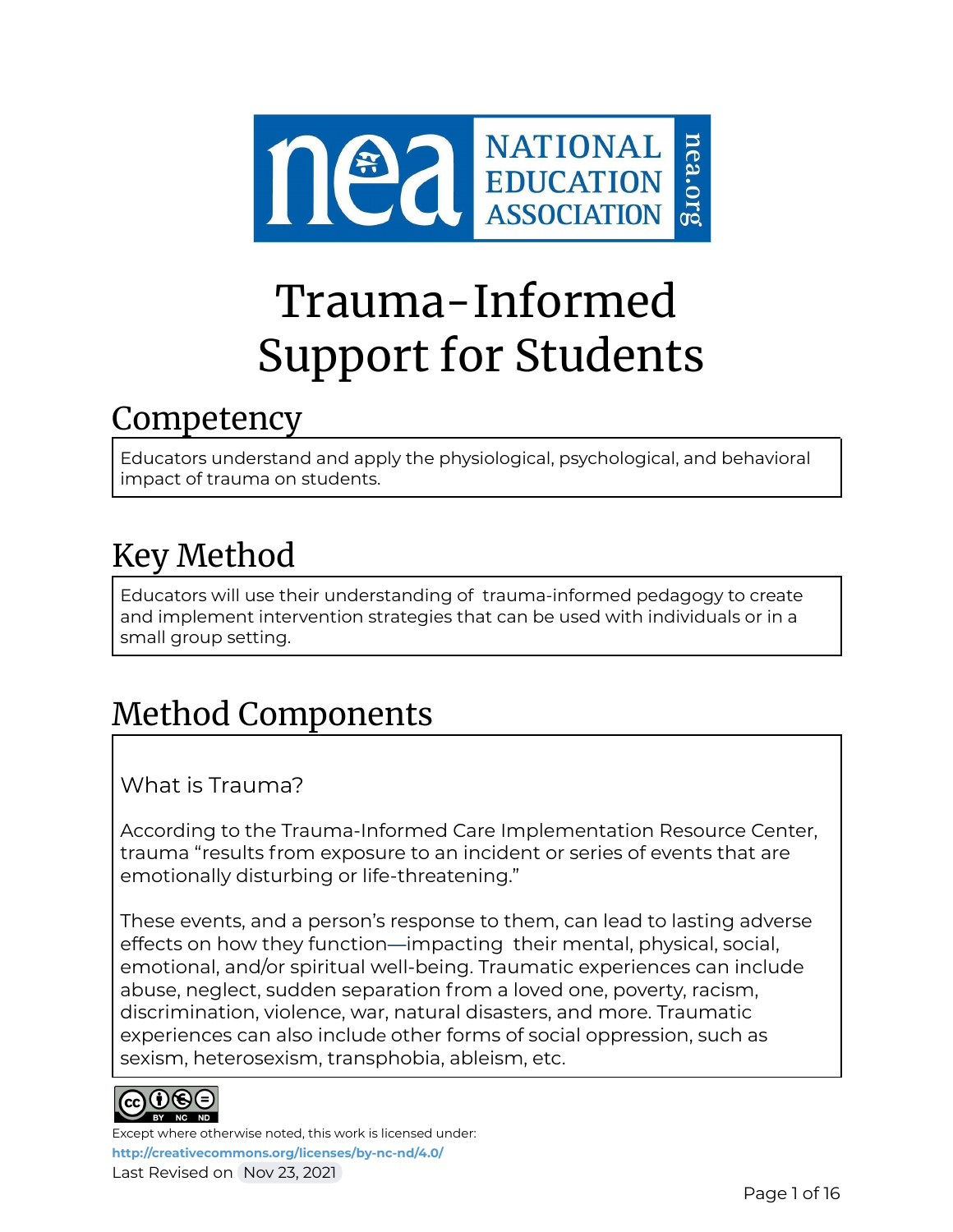# Trauma-Informed Support for Students

## Competency

Educators understand and apply the physiological, psychological, and behavioral impact of trauma on students.

## Key Method

Educators will use their understanding of trauma-informed pedagogy to create and implement intervention strategies that can be used with individuals or in a small group setting.

## Method Components

What is Trauma?

According to the Trauma-Informed Care Implementation Resource Center, trauma "results from exposure to an incident or series of events that are emotionally disturbing or life-threatening."

These events, and a person's response to them, can lead to lasting adverse effects on how they function—impacting their mental, physical, social, emotional, and/or spiritual well-being. Traumatic experiences can include abuse, neglect, sudden separation from a loved one, poverty, racism, discrimination, violence, war, natural disasters, and more. Traumatic experiences can also include other forms of social oppression, such as sexism, heterosexism, transphobia, ableism, etc.

Except where otherwise noted, this work is licensed under:
http://creativecommons.org/licenses/by-nc-nd/4.0/
Last Revised on Nov 23, 2021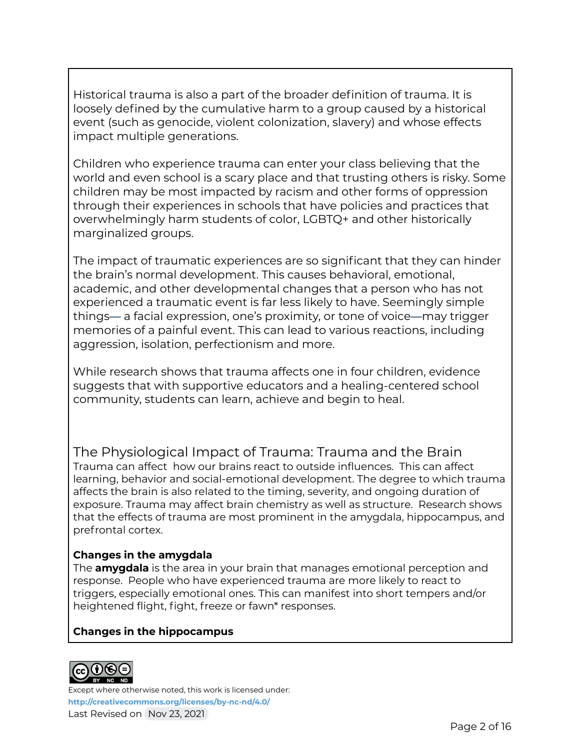Historical trauma is also a part of the broader definition of trauma. It is loosely defined by the cumulative harm to a group caused by a historical event (such as genocide, violent colonization, slavery) and whose effects impact multiple generations.

Children who experience trauma can enter your class believing that the world and even school is a scary place and that trusting others is risky. Some children may be most impacted by racism and other forms of oppression through their experiences in schools that have policies and practices that overwhelmingly harm students of color, LGBTQ+ and other historically marginalized groups.

The impact of traumatic experiences are so significant that they can hinder the brain's normal development. This causes behavioral, emotional, academic, and other developmental changes that a person who has not experienced a traumatic event is far less likely to have. Seemingly simple things— a facial expression, one's proximity, or tone of voice—may trigger memories of a painful event. This can lead to various reactions, including aggression, isolation, perfectionism and more.

While research shows that trauma affects one in four children, evidence suggests that with supportive educators and a healing-centered school community, students can learn, achieve and begin to heal.

## The Physiological Impact of Trauma: Trauma and the Brain

Trauma can affect how our brains react to outside influences. This can affect learning, behavior and social-emotional development. The degree to which trauma affects the brain is also related to the timing, severity, and ongoing duration of exposure. Trauma may affect brain chemistry as well as structure. Research shows that the effects of trauma are most prominent in the amygdala, hippocampus, and prefrontal cortex.

**Changes in the amygdala**

The **amygdala** is the area in your brain that manages emotional perception and response. People who have experienced trauma are more likely to react to triggers, especially emotional ones. This can manifest into short tempers and/or heightened flight, fight, freeze or fawn* responses.

**Changes in the hippocampus**

Except where otherwise noted, this work is licensed under: http://creativecommons.org/licenses/by-nc-nd/4.0/

Last Revised on Nov 23, 2021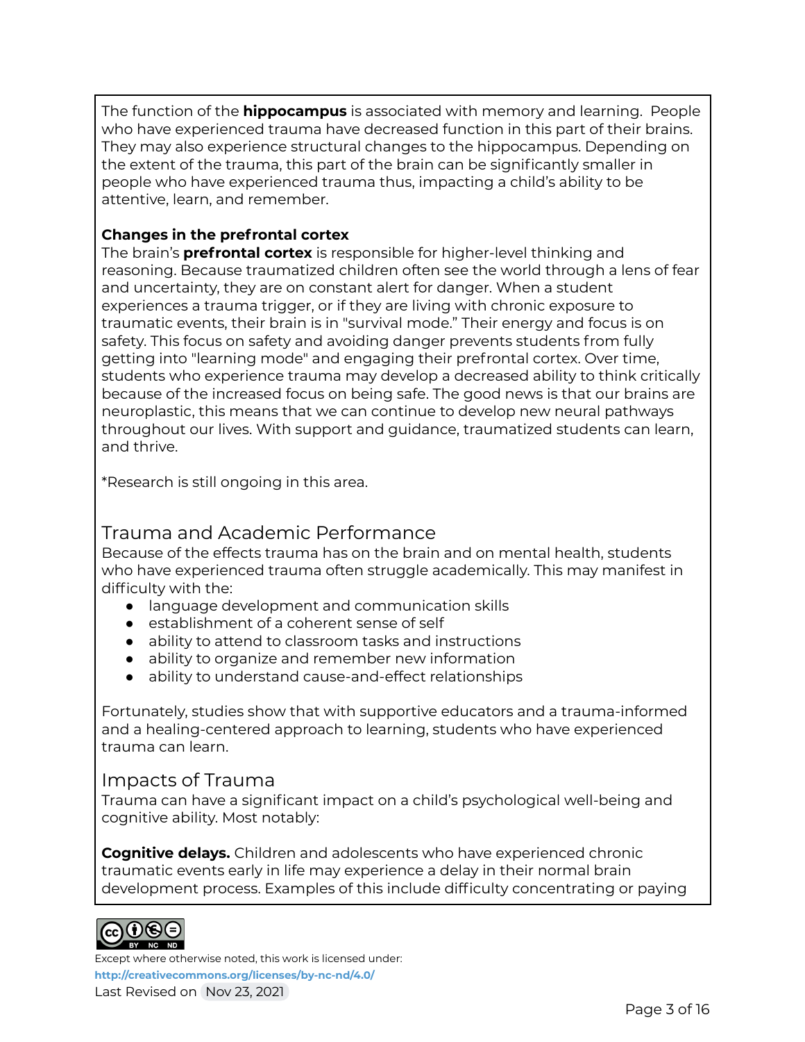The function of the **hippocampus** is associated with memory and learning. People who have experienced trauma have decreased function in this part of their brains. They may also experience structural changes to the hippocampus. Depending on the extent of the trauma, this part of the brain can be significantly smaller in people who have experienced trauma thus, impacting a child's ability to be attentive, learn, and remember.

**Changes in the prefrontal cortex**

The brain's **prefrontal cortex** is responsible for higher-level thinking and reasoning. Because traumatized children often see the world through a lens of fear and uncertainty, they are on constant alert for danger. When a student experiences a trauma trigger, or if they are living with chronic exposure to traumatic events, their brain is in "survival mode." Their energy and focus is on safety. This focus on safety and avoiding danger prevents students from fully getting into "learning mode" and engaging their prefrontal cortex. Over time, students who experience trauma may develop a decreased ability to think critically because of the increased focus on being safe. The good news is that our brains are neuroplastic, this means that we can continue to develop new neural pathways throughout our lives. With support and guidance, traumatized students can learn, and thrive.

*Research is still ongoing in this area.

## Trauma and Academic Performance

Because of the effects trauma has on the brain and on mental health, students who have experienced trauma often struggle academically. This may manifest in difficulty with the:

- language development and communication skills
- establishment of a coherent sense of self
- ability to attend to classroom tasks and instructions
- ability to organize and remember new information
- ability to understand cause-and-effect relationships

Fortunately, studies show that with supportive educators and a trauma-informed and a healing-centered approach to learning, students who have experienced trauma can learn.

## Impacts of Trauma

Trauma can have a significant impact on a child's psychological well-being and cognitive ability. Most notably:

**Cognitive delays.** Children and adolescents who have experienced chronic traumatic events early in life may experience a delay in their normal brain development process. Examples of this include difficulty concentrating or paying

Except where otherwise noted, this work is licensed under: http://creativecommons.org/licenses/by-nc-nd/4.0/
Last Revised on Nov 23, 2021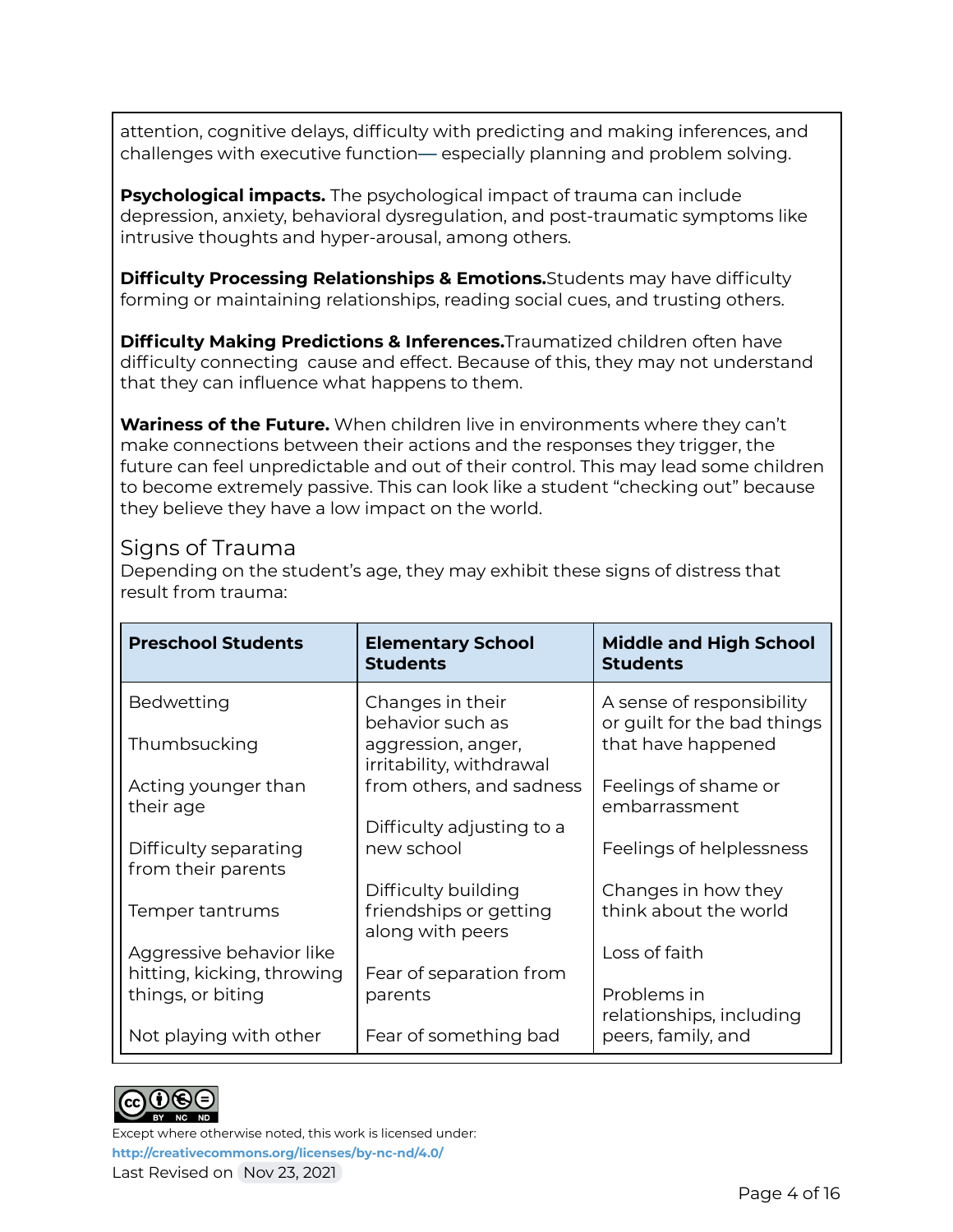attention, cognitive delays, difficulty with predicting and making inferences, and challenges with executive function— especially planning and problem solving.

**Psychological impacts.** The psychological impact of trauma can include depression, anxiety, behavioral dysregulation, and post-traumatic symptoms like intrusive thoughts and hyper-arousal, among others.

**Difficulty Processing Relationships & Emotions.** Students may have difficulty forming or maintaining relationships, reading social cues, and trusting others.

**Difficulty Making Predictions & Inferences.** Traumatized children often have difficulty connecting cause and effect. Because of this, they may not understand that they can influence what happens to them.

**Wariness of the Future.** When children live in environments where they can't make connections between their actions and the responses they trigger, the future can feel unpredictable and out of their control. This may lead some children to become extremely passive. This can look like a student "checking out" because they believe they have a low impact on the world.

## Signs of Trauma

Depending on the student's age, they may exhibit these signs of distress that result from trauma:

| Preschool Students | Elementary School Students | Middle and High School Students |
|---|---|---|
| Bedwetting<br><br>Thumbsucking<br><br>Acting younger than their age<br><br>Difficulty separating from their parents<br><br>Temper tantrums<br><br>Aggressive behavior like hitting, kicking, throwing things, or biting<br><br>Not playing with other | Changes in their behavior such as aggression, anger, irritability, withdrawal from others, and sadness<br><br>Difficulty adjusting to a new school<br><br>Difficulty building friendships or getting along with peers<br><br>Fear of separation from parents<br><br>Fear of something bad | A sense of responsibility or guilt for the bad things that have happened<br><br>Feelings of shame or embarrassment<br><br>Feelings of helplessness<br><br>Changes in how they think about the world<br><br>Loss of faith<br><br>Problems in relationships, including peers, family, and |

Except where otherwise noted, this work is licensed under: http://creativecommons.org/licenses/by-nc-nd/4.0/

Last Revised on Nov 23, 2021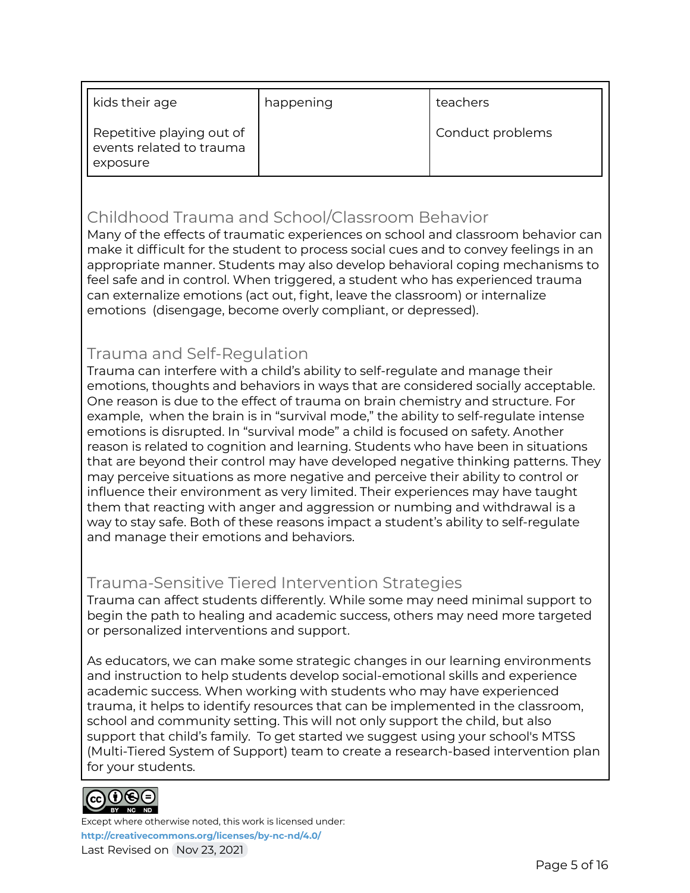| | | |
|---|---|---|
| kids their age<br><br>Repetitive playing out of events related to trauma exposure | happening | teachers<br><br>Conduct problems |

## Childhood Trauma and School/Classroom Behavior

Many of the effects of traumatic experiences on school and classroom behavior can make it difficult for the student to process social cues and to convey feelings in an appropriate manner. Students may also develop behavioral coping mechanisms to feel safe and in control. When triggered, a student who has experienced trauma can externalize emotions (act out, fight, leave the classroom) or internalize emotions (disengage, become overly compliant, or depressed).

## Trauma and Self-Regulation

Trauma can interfere with a child's ability to self-regulate and manage their emotions, thoughts and behaviors in ways that are considered socially acceptable. One reason is due to the effect of trauma on brain chemistry and structure. For example, when the brain is in "survival mode," the ability to self-regulate intense emotions is disrupted. In "survival mode" a child is focused on safety. Another reason is related to cognition and learning. Students who have been in situations that are beyond their control may have developed negative thinking patterns. They may perceive situations as more negative and perceive their ability to control or influence their environment as very limited. Their experiences may have taught them that reacting with anger and aggression or numbing and withdrawal is a way to stay safe. Both of these reasons impact a student's ability to self-regulate and manage their emotions and behaviors.

## Trauma-Sensitive Tiered Intervention Strategies

Trauma can affect students differently. While some may need minimal support to begin the path to healing and academic success, others may need more targeted or personalized interventions and support.

As educators, we can make some strategic changes in our learning environments and instruction to help students develop social-emotional skills and experience academic success. When working with students who may have experienced trauma, it helps to identify resources that can be implemented in the classroom, school and community setting. This will not only support the child, but also support that child's family. To get started we suggest using your school's MTSS (Multi-Tiered System of Support) team to create a research-based intervention plan for your students.

Except where otherwise noted, this work is licensed under:
http://creativecommons.org/licenses/by-nc-nd/4.0/
Last Revised on Nov 23, 2021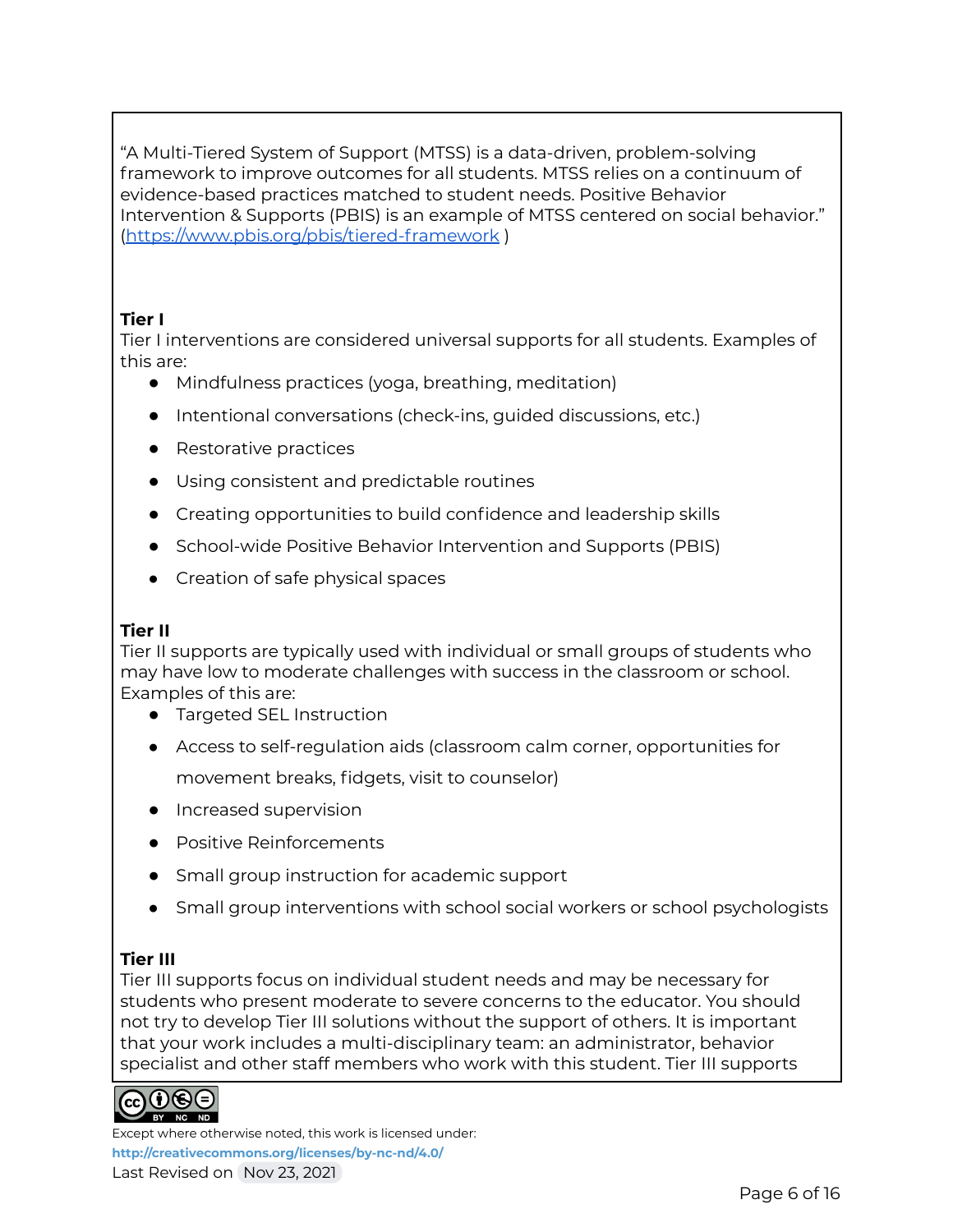"A Multi-Tiered System of Support (MTSS) is a data-driven, problem-solving framework to improve outcomes for all students. MTSS relies on a continuum of evidence-based practices matched to student needs. Positive Behavior Intervention & Supports (PBIS) is an example of MTSS centered on social behavior." (https://www.pbis.org/pbis/tiered-framework )

**Tier I**

Tier I interventions are considered universal supports for all students. Examples of this are:

- Mindfulness practices (yoga, breathing, meditation)
- Intentional conversations (check-ins, guided discussions, etc.)
- Restorative practices
- Using consistent and predictable routines
- Creating opportunities to build confidence and leadership skills
- School-wide Positive Behavior Intervention and Supports (PBIS)
- Creation of safe physical spaces

**Tier II**

Tier II supports are typically used with individual or small groups of students who may have low to moderate challenges with success in the classroom or school. Examples of this are:

- Targeted SEL Instruction
- Access to self-regulation aids (classroom calm corner, opportunities for movement breaks, fidgets, visit to counselor)
- Increased supervision
- Positive Reinforcements
- Small group instruction for academic support
- Small group interventions with school social workers or school psychologists

**Tier III**

Tier III supports focus on individual student needs and may be necessary for students who present moderate to severe concerns to the educator. You should not try to develop Tier III solutions without the support of others. It is important that your work includes a multi-disciplinary team: an administrator, behavior specialist and other staff members who work with this student. Tier III supports

Except where otherwise noted, this work is licensed under:
http://creativecommons.org/licenses/by-nc-nd/4.0/
Last Revised on Nov 23, 2021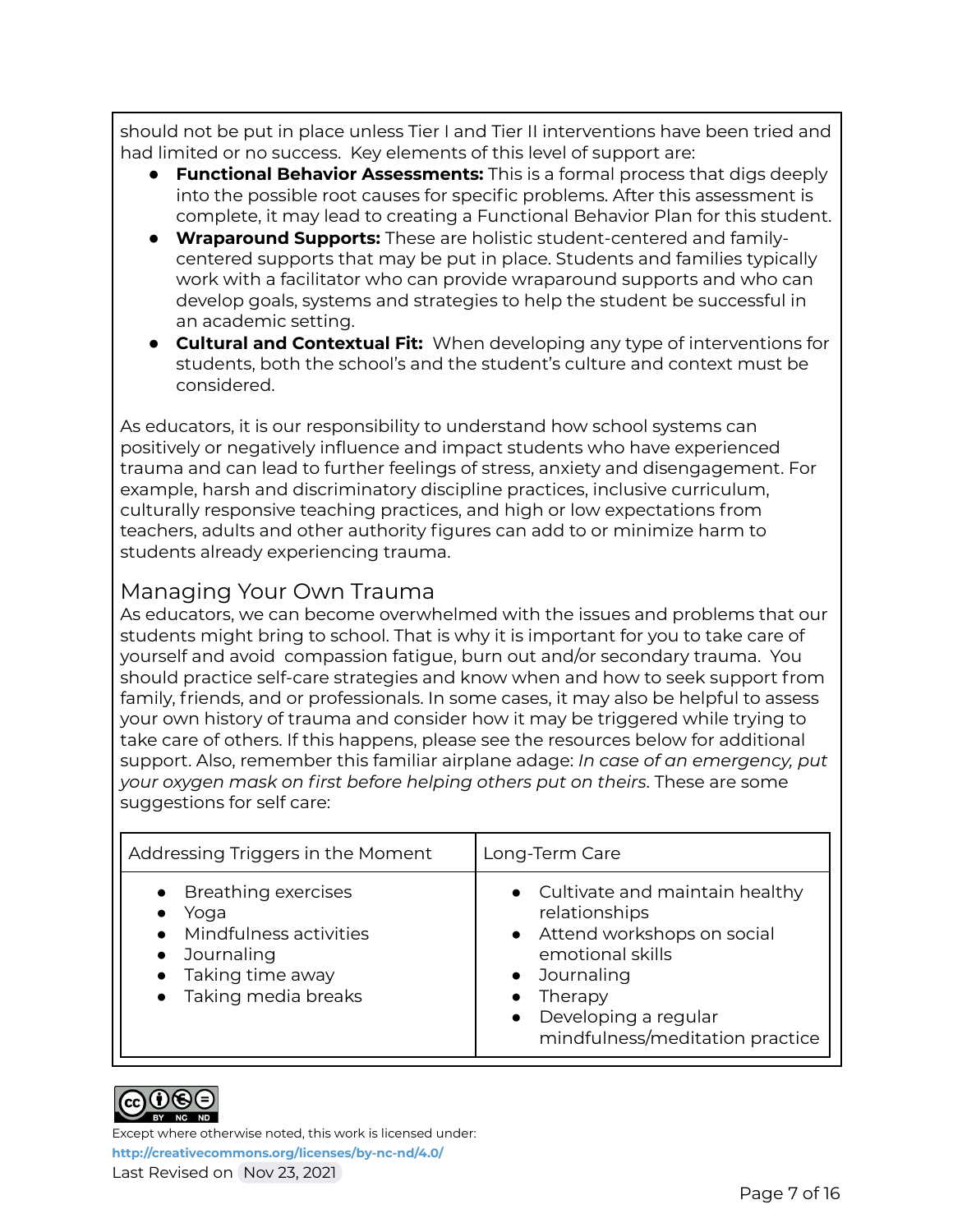should not be put in place unless Tier I and Tier II interventions have been tried and had limited or no success. Key elements of this level of support are:

- **Functional Behavior Assessments:** This is a formal process that digs deeply into the possible root causes for specific problems. After this assessment is complete, it may lead to creating a Functional Behavior Plan for this student.
- **Wraparound Supports:** These are holistic student-centered and family-centered supports that may be put in place. Students and families typically work with a facilitator who can provide wraparound supports and who can develop goals, systems and strategies to help the student be successful in an academic setting.
- **Cultural and Contextual Fit:** When developing any type of interventions for students, both the school's and the student's culture and context must be considered.

As educators, it is our responsibility to understand how school systems can positively or negatively influence and impact students who have experienced trauma and can lead to further feelings of stress, anxiety and disengagement. For example, harsh and discriminatory discipline practices, inclusive curriculum, culturally responsive teaching practices, and high or low expectations from teachers, adults and other authority figures can add to or minimize harm to students already experiencing trauma.

## Managing Your Own Trauma

As educators, we can become overwhelmed with the issues and problems that our students might bring to school. That is why it is important for you to take care of yourself and avoid compassion fatigue, burn out and/or secondary trauma. You should practice self-care strategies and know when and how to seek support from family, friends, and or professionals. In some cases, it may also be helpful to assess your own history of trauma and consider how it may be triggered while trying to take care of others. If this happens, please see the resources below for additional support. Also, remember this familiar airplane adage: *In case of an emergency, put your oxygen mask on first before helping others put on theirs*. These are some suggestions for self care:

| Addressing Triggers in the Moment | Long-Term Care |
| --- | --- |
| • Breathing exercises<br>• Yoga<br>• Mindfulness activities<br>• Journaling<br>• Taking time away<br>• Taking media breaks | • Cultivate and maintain healthy relationships<br>• Attend workshops on social emotional skills<br>• Journaling<br>• Therapy<br>• Developing a regular mindfulness/meditation practice |

Except where otherwise noted, this work is licensed under:
http://creativecommons.org/licenses/by-nc-nd/4.0/
Last Revised on Nov 23, 2021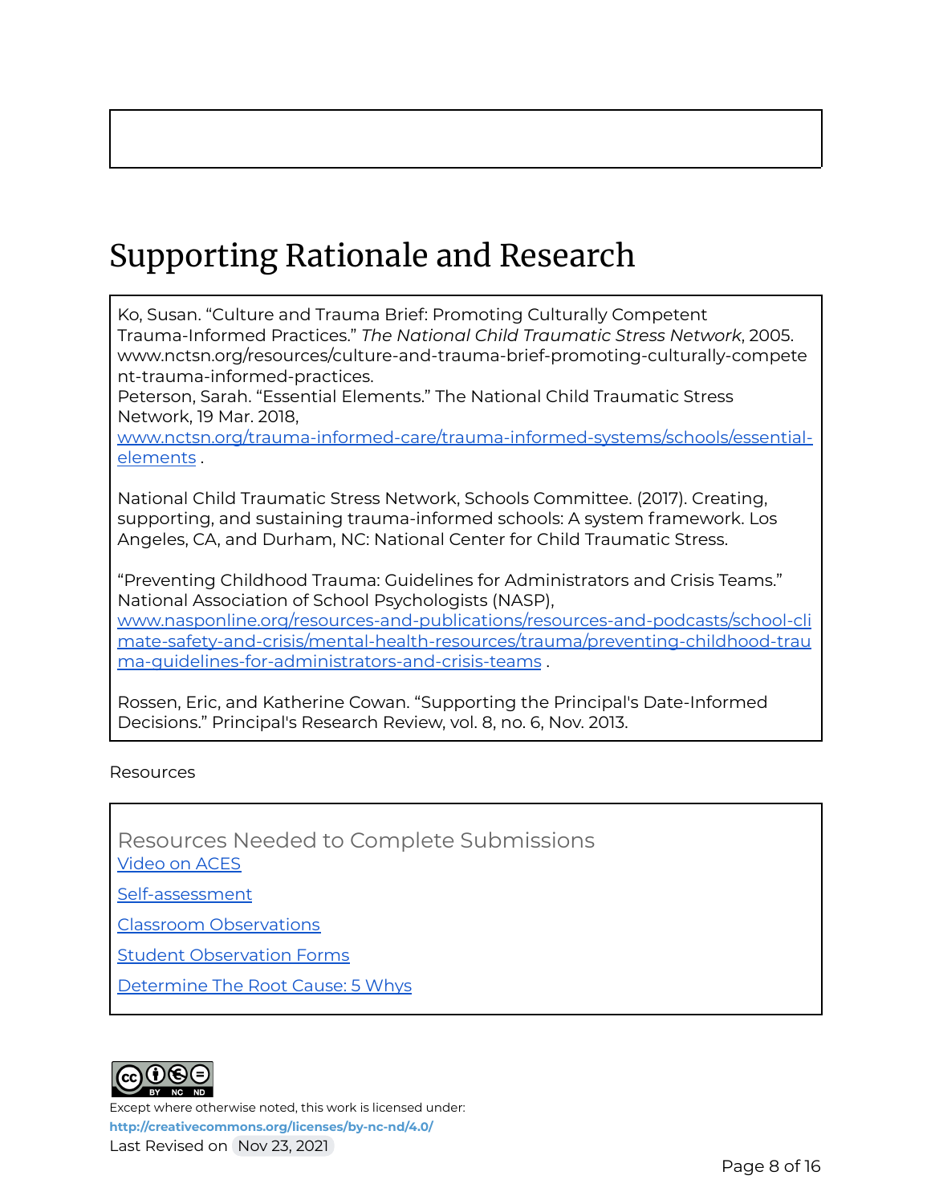# Supporting Rationale and Research

Ko, Susan. "Culture and Trauma Brief: Promoting Culturally Competent Trauma-Informed Practices." *The National Child Traumatic Stress Network*, 2005. www.nctsn.org/resources/culture-and-trauma-brief-promoting-culturally-competent-trauma-informed-practices.
Peterson, Sarah. "Essential Elements." The National Child Traumatic Stress Network, 19 Mar. 2018, www.nctsn.org/trauma-informed-care/trauma-informed-systems/schools/essential-elements .

National Child Traumatic Stress Network, Schools Committee. (2017). Creating, supporting, and sustaining trauma-informed schools: A system framework. Los Angeles, CA, and Durham, NC: National Center for Child Traumatic Stress.

"Preventing Childhood Trauma: Guidelines for Administrators and Crisis Teams." National Association of School Psychologists (NASP), www.nasponline.org/resources-and-publications/resources-and-podcasts/school-climate-safety-and-crisis/mental-health-resources/trauma/preventing-childhood-trauma-guidelines-for-administrators-and-crisis-teams .

Rossen, Eric, and Katherine Cowan. "Supporting the Principal's Date-Informed Decisions." Principal's Research Review, vol. 8, no. 6, Nov. 2013.

Resources

Resources Needed to Complete Submissions

Video on ACES

Self-assessment

Classroom Observations

Student Observation Forms

Determine The Root Cause: 5 Whys

Except where otherwise noted, this work is licensed under:
**http://creativecommons.org/licenses/by-nc-nd/4.0/**
Last Revised on Nov 23, 2021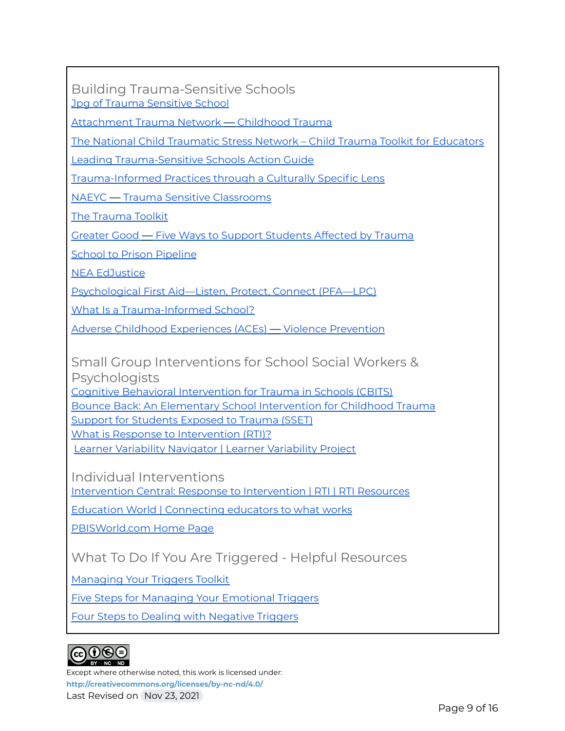## Building Trauma-Sensitive Schools

Jpg of Trauma Sensitive School

Attachment Trauma Network — Childhood Trauma

The National Child Traumatic Stress Network – Child Trauma Toolkit for Educators

Leading Trauma-Sensitive Schools Action Guide

Trauma-Informed Practices through a Culturally Specific Lens

NAEYC — Trauma Sensitive Classrooms

The Trauma Toolkit

Greater Good — Five Ways to Support Students Affected by Trauma

School to Prison Pipeline

NEA EdJustice

Psychological First Aid—Listen, Protect, Connect (PFA—LPC)

What Is a Trauma-Informed School?

Adverse Childhood Experiences (ACEs) — Violence Prevention

## Small Group Interventions for School Social Workers & Psychologists

Cognitive Behavioral Intervention for Trauma in Schools (CBITS)
Bounce Back: An Elementary School Intervention for Childhood Trauma
Support for Students Exposed to Trauma (SSET)
What is Response to Intervention (RTI)?
Learner Variability Navigator | Learner Variability Project

## Individual Interventions

Intervention Central: Response to Intervention | RTI | RTI Resources

Education World | Connecting educators to what works

PBISWorld.com Home Page

## What To Do If You Are Triggered - Helpful Resources

Managing Your Triggers Toolkit

Five Steps for Managing Your Emotional Triggers

Four Steps to Dealing with Negative Triggers

Except where otherwise noted, this work is licensed under:
**http://creativecommons.org/licenses/by-nc-nd/4.0/**
Last Revised on Nov 23, 2021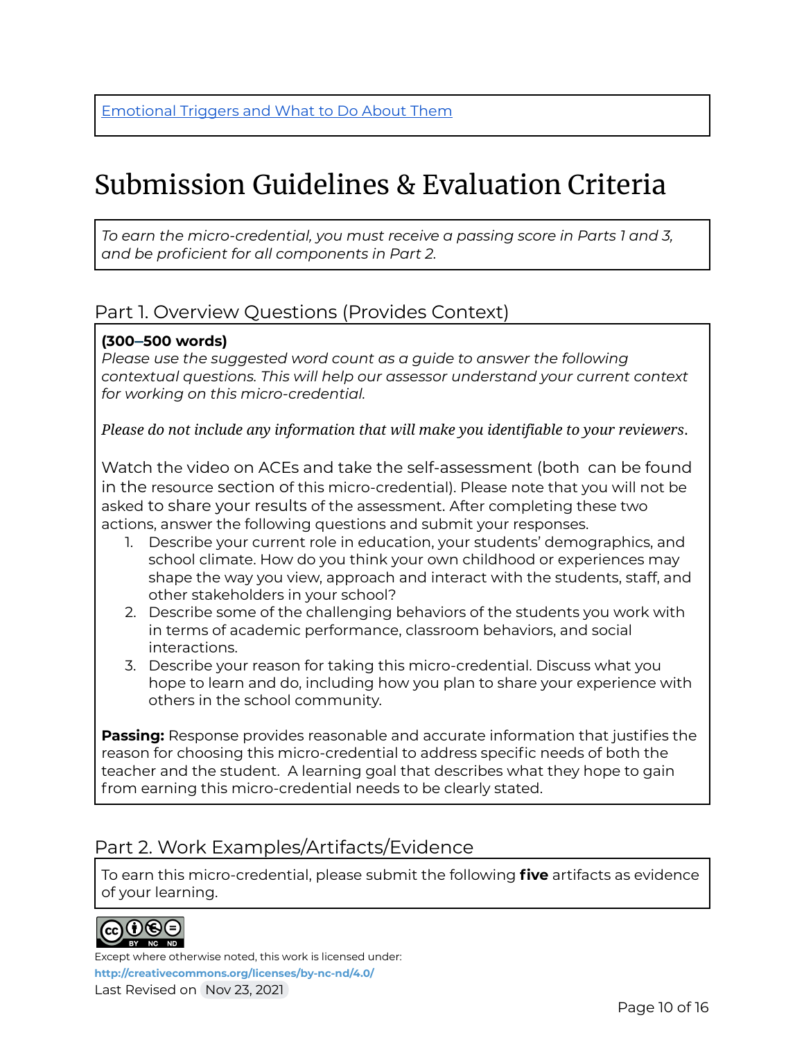[Emotional Triggers and What to Do About Them]

# Submission Guidelines & Evaluation Criteria

*To earn the micro-credential, you must receive a passing score in Parts 1 and 3, and be proficient for all components in Part 2.*

## Part 1. Overview Questions (Provides Context)

**(300–500 words)**
*Please use the suggested word count as a guide to answer the following contextual questions. This will help our assessor understand your current context for working on this micro-credential.*

*Please do not include any information that will make you identifiable to your reviewers.*

Watch the video on ACEs and take the self-assessment (both can be found in the resource section of this micro-credential). Please note that you will not be asked to share your results of the assessment. After completing these two actions, answer the following questions and submit your responses.

1. Describe your current role in education, your students' demographics, and school climate. How do you think your own childhood or experiences may shape the way you view, approach and interact with the students, staff, and other stakeholders in your school?
2. Describe some of the challenging behaviors of the students you work with in terms of academic performance, classroom behaviors, and social interactions.
3. Describe your reason for taking this micro-credential. Discuss what you hope to learn and do, including how you plan to share your experience with others in the school community.

**Passing:** Response provides reasonable and accurate information that justifies the reason for choosing this micro-credential to address specific needs of both the teacher and the student. A learning goal that describes what they hope to gain from earning this micro-credential needs to be clearly stated.

## Part 2. Work Examples/Artifacts/Evidence

To earn this micro-credential, please submit the following **five** artifacts as evidence of your learning.

Except where otherwise noted, this work is licensed under:
**http://creativecommons.org/licenses/by-nc-nd/4.0/**
Last Revised on Nov 23, 2021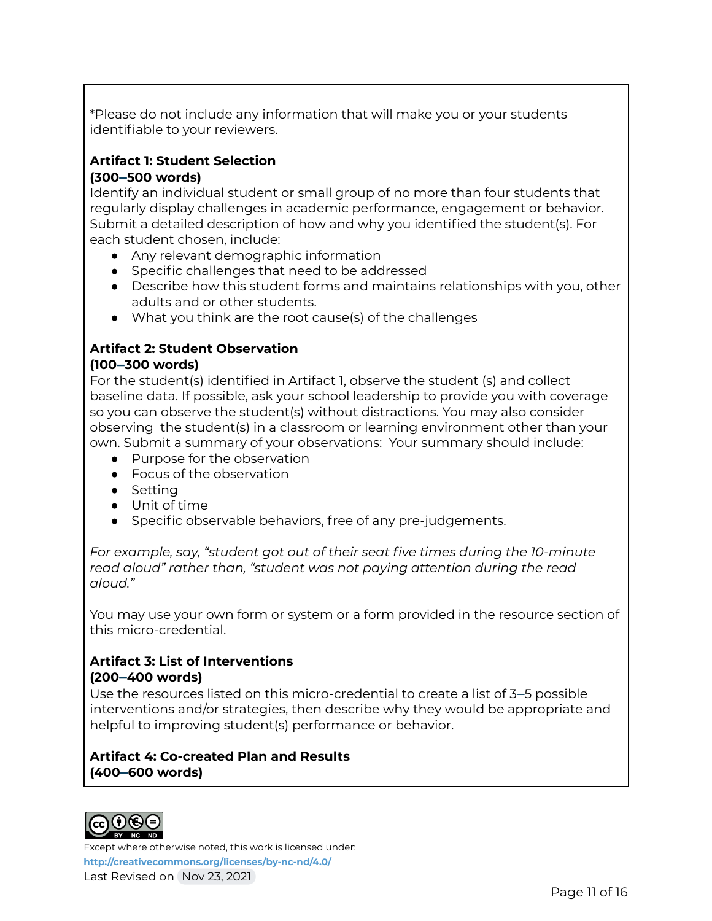*Please do not include any information that will make you or your students identifiable to your reviewers.

**Artifact 1: Student Selection**
**(300–500 words)**
Identify an individual student or small group of no more than four students that regularly display challenges in academic performance, engagement or behavior. Submit a detailed description of how and why you identified the student(s). For each student chosen, include:

- Any relevant demographic information
- Specific challenges that need to be addressed
- Describe how this student forms and maintains relationships with you, other adults and or other students.
- What you think are the root cause(s) of the challenges

**Artifact 2: Student Observation**
**(100–300 words)**
For the student(s) identified in Artifact 1, observe the student (s) and collect baseline data. If possible, ask your school leadership to provide you with coverage so you can observe the student(s) without distractions. You may also consider observing the student(s) in a classroom or learning environment other than your own. Submit a summary of your observations: Your summary should include:

- Purpose for the observation
- Focus of the observation
- Setting
- Unit of time
- Specific observable behaviors, free of any pre-judgements.

*For example, say, "student got out of their seat five times during the 10-minute read aloud" rather than, "student was not paying attention during the read aloud."*

You may use your own form or system or a form provided in the resource section of this micro-credential.

**Artifact 3: List of Interventions**
**(200–400 words)**
Use the resources listed on this micro-credential to create a list of 3–5 possible interventions and/or strategies, then describe why they would be appropriate and helpful to improving student(s) performance or behavior.

**Artifact 4: Co-created Plan and Results**
**(400–600 words)**

Except where otherwise noted, this work is licensed under:
http://creativecommons.org/licenses/by-nc-nd/4.0/
Last Revised on Nov 23, 2021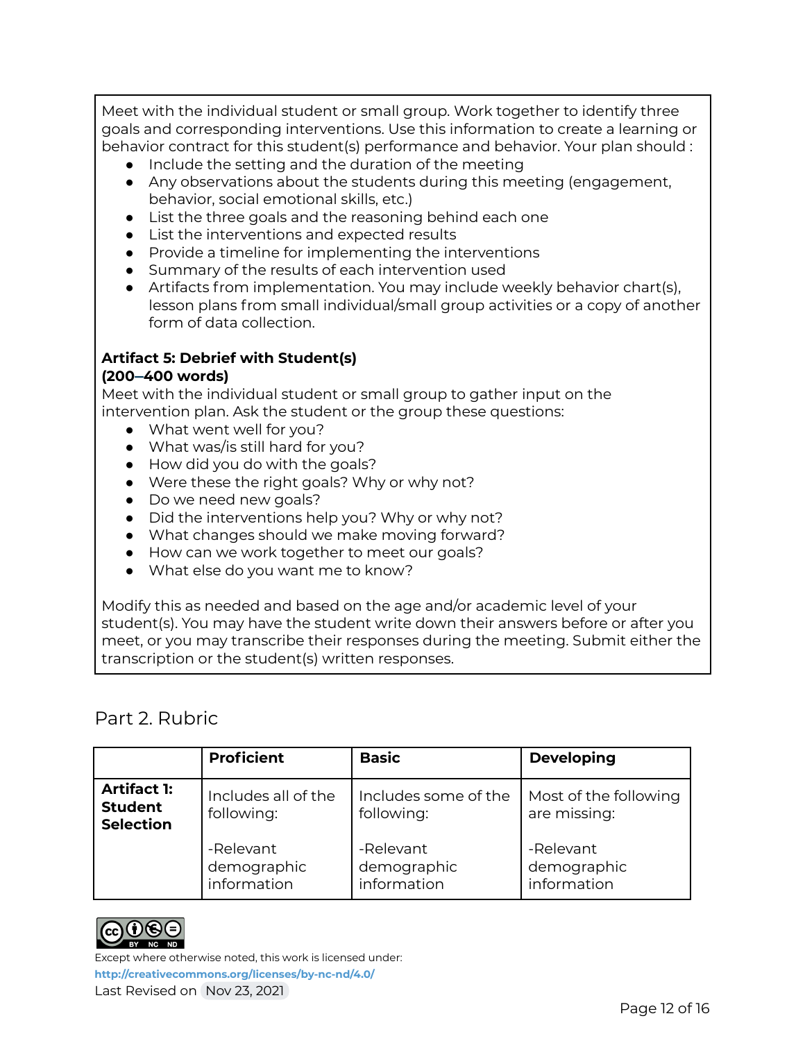Meet with the individual student or small group. Work together to identify three goals and corresponding interventions. Use this information to create a learning or behavior contract for this student(s) performance and behavior. Your plan should :

- Include the setting and the duration of the meeting
- Any observations about the students during this meeting (engagement, behavior, social emotional skills, etc.)
- List the three goals and the reasoning behind each one
- List the interventions and expected results
- Provide a timeline for implementing the interventions
- Summary of the results of each intervention used
- Artifacts from implementation. You may include weekly behavior chart(s), lesson plans from small individual/small group activities or a copy of another form of data collection.

**Artifact 5: Debrief with Student(s)**
**(200–400 words)**

Meet with the individual student or small group to gather input on the intervention plan. Ask the student or the group these questions:

- What went well for you?
- What was/is still hard for you?
- How did you do with the goals?
- Were these the right goals? Why or why not?
- Do we need new goals?
- Did the interventions help you? Why or why not?
- What changes should we make moving forward?
- How can we work together to meet our goals?
- What else do you want me to know?

Modify this as needed and based on the age and/or academic level of your student(s). You may have the student write down their answers before or after you meet, or you may transcribe their responses during the meeting. Submit either the transcription or the student(s) written responses.

## Part 2. Rubric

| | **Proficient** | **Basic** | **Developing** |
|---|---|---|---|
| **Artifact 1: Student Selection** | Includes all of the following:<br><br>-Relevant demographic information | Includes some of the following:<br><br>-Relevant demographic information | Most of the following are missing:<br><br>-Relevant demographic information |

Except where otherwise noted, this work is licensed under: http://creativecommons.org/licenses/by-nc-nd/4.0/
Last Revised on Nov 23, 2021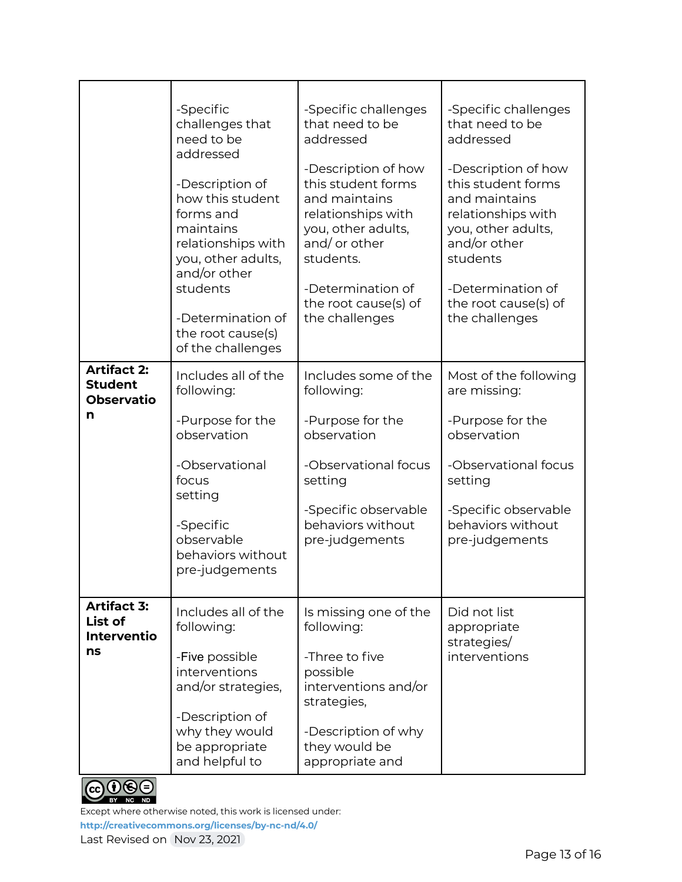| | | | |
|---|---|---|---|
| | -Specific challenges that need to be addressed<br><br>-Description of how this student forms and maintains relationships with you, other adults, and/or other students<br><br>-Determination of the root cause(s) of the challenges | -Specific challenges that need to be addressed<br><br>-Description of how this student forms and maintains relationships with you, other adults, and/ or other students.<br><br>-Determination of the root cause(s) of the challenges | -Specific challenges that need to be addressed<br><br>-Description of how this student forms and maintains relationships with you, other adults, and/or other students<br><br>-Determination of the root cause(s) of the challenges |
| **Artifact 2: Student Observation** | Includes all of the following:<br><br>-Purpose for the observation<br><br>-Observational focus setting<br><br>-Specific observable behaviors without pre-judgements | Includes some of the following:<br><br>-Purpose for the observation<br><br>-Observational focus setting<br><br>-Specific observable behaviors without pre-judgements | Most of the following are missing:<br><br>-Purpose for the observation<br><br>-Observational focus setting<br><br>-Specific observable behaviors without pre-judgements |
| **Artifact 3: List of Interventions** | Includes all of the following:<br><br>-Five possible interventions and/or strategies,<br><br>-Description of why they would be appropriate and helpful to | Is missing one of the following:<br><br>-Three to five possible interventions and/or strategies,<br><br>-Description of why they would be appropriate and | Did not list appropriate strategies/ interventions |

Except where otherwise noted, this work is licensed under:
http://creativecommons.org/licenses/by-nc-nd/4.0/
Last Revised on Nov 23, 2021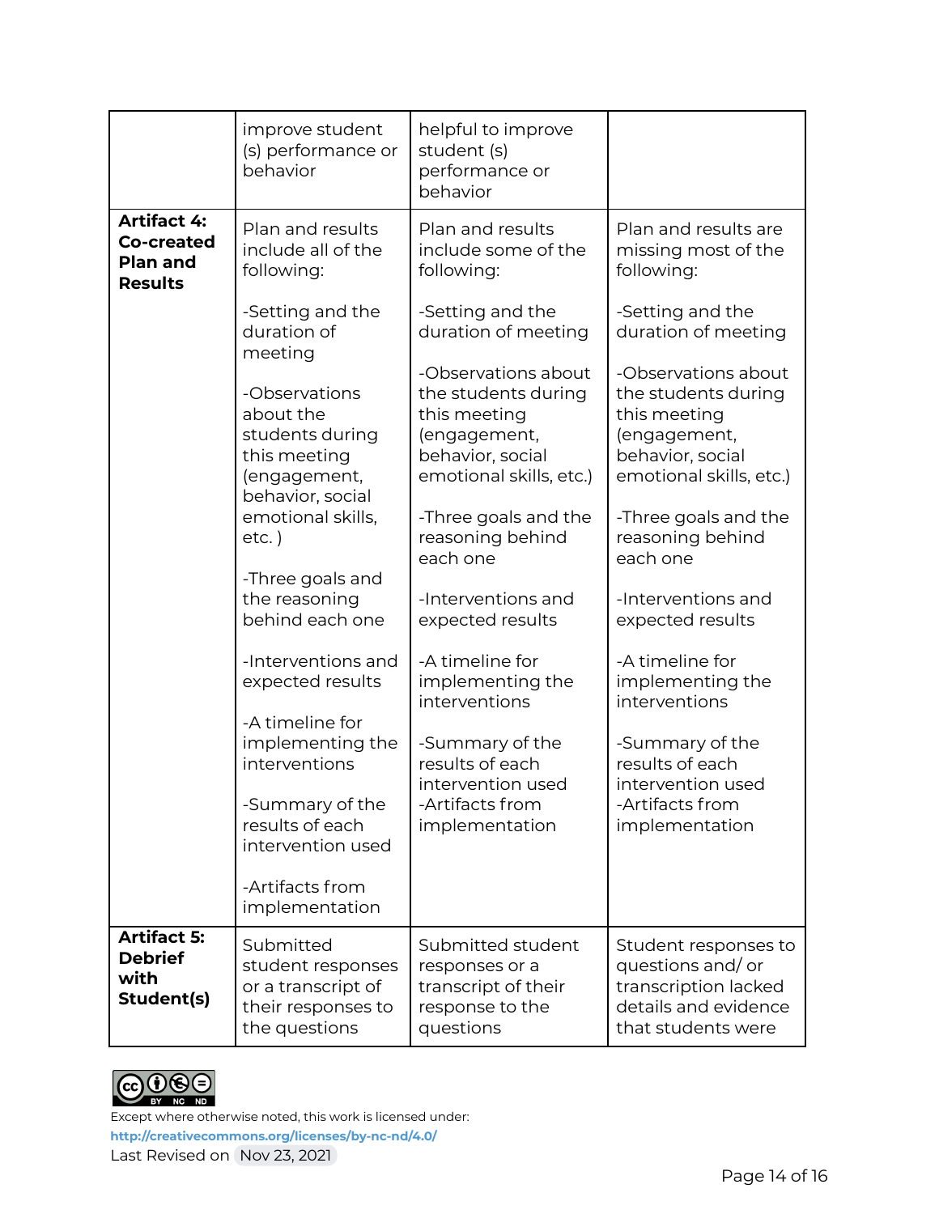| | | | |
|---|---|---|---|
| | improve student (s) performance or behavior | helpful to improve student (s) performance or behavior | |
| **Artifact 4: Co-created Plan and Results** | Plan and results include all of the following:<br><br>-Setting and the duration of meeting<br><br>-Observations about the students during this meeting (engagement, behavior, social emotional skills, etc. )<br><br>-Three goals and the reasoning behind each one<br><br>-Interventions and expected results<br><br>-A timeline for implementing the interventions<br><br>-Summary of the results of each intervention used<br><br>-Artifacts from implementation | Plan and results include some of the following:<br><br>-Setting and the duration of meeting<br><br>-Observations about the students during this meeting (engagement, behavior, social emotional skills, etc.)<br><br>-Three goals and the reasoning behind each one<br><br>-Interventions and expected results<br><br>-A timeline for implementing the interventions<br><br>-Summary of the results of each intervention used<br>-Artifacts from implementation | Plan and results are missing most of the following:<br><br>-Setting and the duration of meeting<br><br>-Observations about the students during this meeting (engagement, behavior, social emotional skills, etc.)<br><br>-Three goals and the reasoning behind each one<br><br>-Interventions and expected results<br><br>-A timeline for implementing the interventions<br><br>-Summary of the results of each intervention used<br>-Artifacts from implementation |
| **Artifact 5: Debrief with Student(s)** | Submitted student responses or a transcript of their responses to the questions | Submitted student responses or a transcript of their response to the questions | Student responses to questions and/ or transcription lacked details and evidence that students were |

Except where otherwise noted, this work is licensed under:
http://creativecommons.org/licenses/by-nc-nd/4.0/
Last Revised on Nov 23, 2021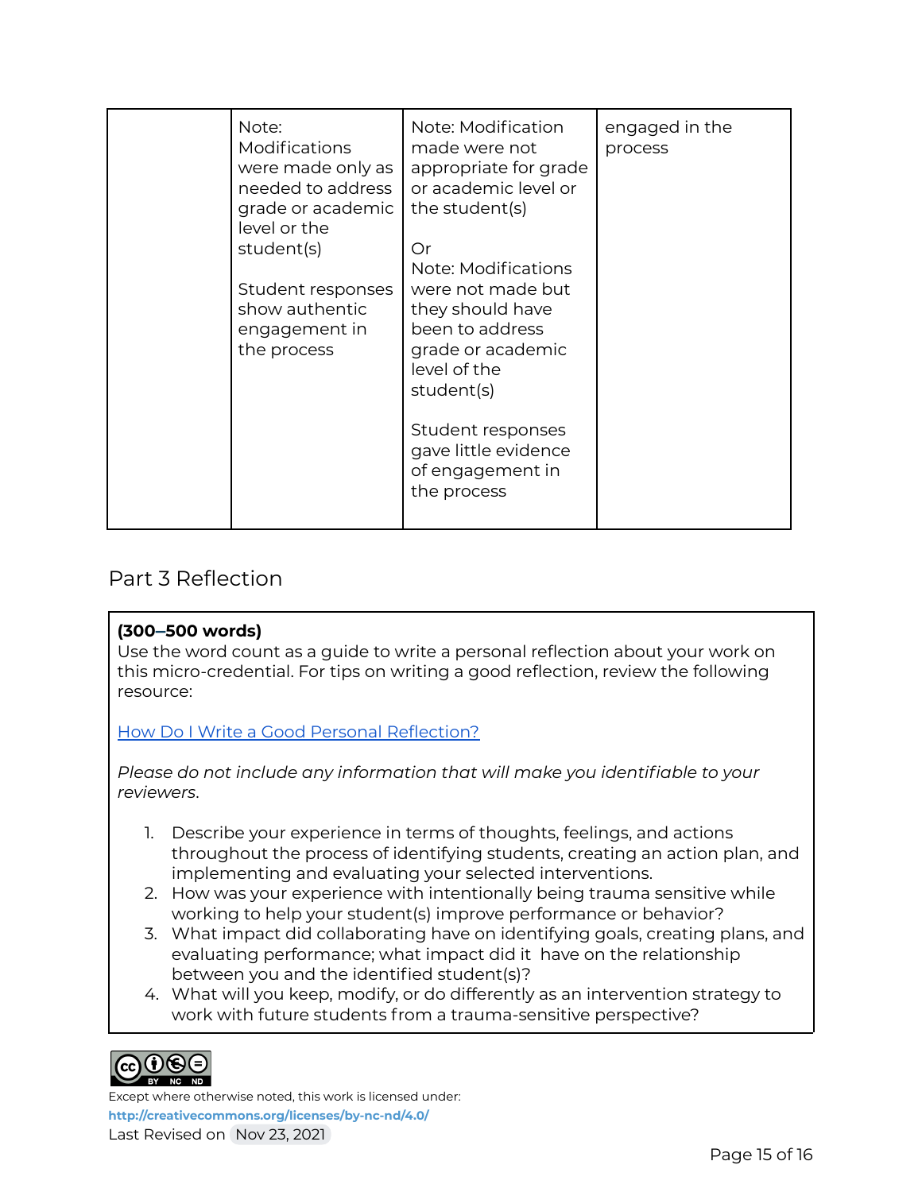|  | Note: Modifications were made only as needed to address grade or academic level or the student(s)<br><br>Student responses show authentic engagement in the process | Note: Modification made were not appropriate for grade or academic level or the student(s)<br><br>Or<br>Note: Modifications were not made but they should have been to address grade or academic level of the student(s)<br><br>Student responses gave little evidence of engagement in the process | engaged in the process |
|---|---|---|---|

## Part 3 Reflection

**(300–500 words)**
Use the word count as a guide to write a personal reflection about your work on this micro-credential. For tips on writing a good reflection, review the following resource:

[How Do I Write a Good Personal Reflection?]()

*Please do not include any information that will make you identifiable to your reviewers*.

1. Describe your experience in terms of thoughts, feelings, and actions throughout the process of identifying students, creating an action plan, and implementing and evaluating your selected interventions.
2. How was your experience with intentionally being trauma sensitive while working to help your student(s) improve performance or behavior?
3. What impact did collaborating have on identifying goals, creating plans, and evaluating performance; what impact did it have on the relationship between you and the identified student(s)?
4. What will you keep, modify, or do differently as an intervention strategy to work with future students from a trauma-sensitive perspective?

Except where otherwise noted, this work is licensed under:
**http://creativecommons.org/licenses/by-nc-nd/4.0/**
Last Revised on Nov 23, 2021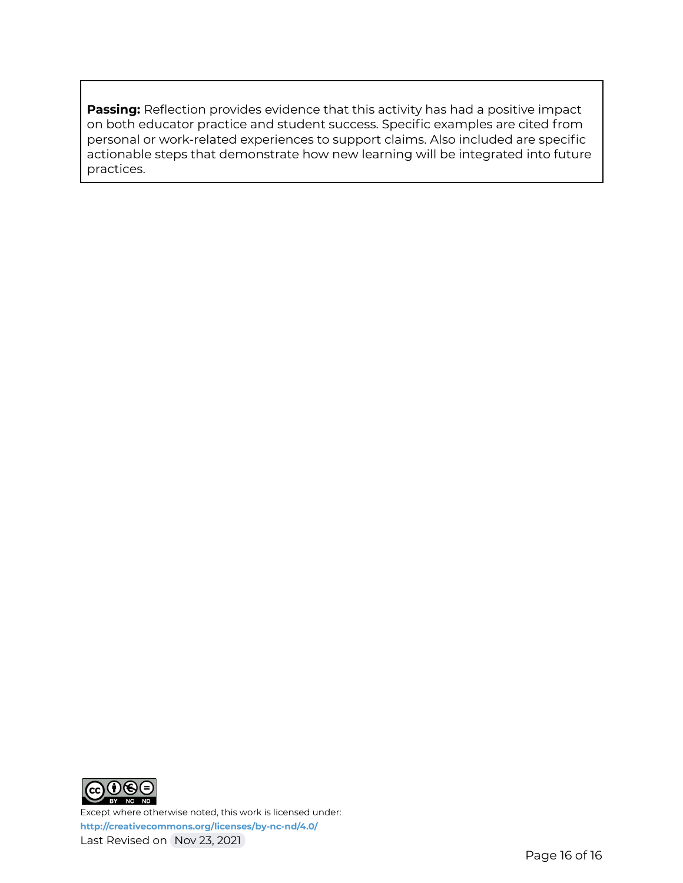**Passing:** Reflection provides evidence that this activity has had a positive impact on both educator practice and student success. Specific examples are cited from personal or work-related experiences to support claims. Also included are specific actionable steps that demonstrate how new learning will be integrated into future practices.

Except where otherwise noted, this work is licensed under:
**http://creativecommons.org/licenses/by-nc-nd/4.0/**
Last Revised on Nov 23, 2021